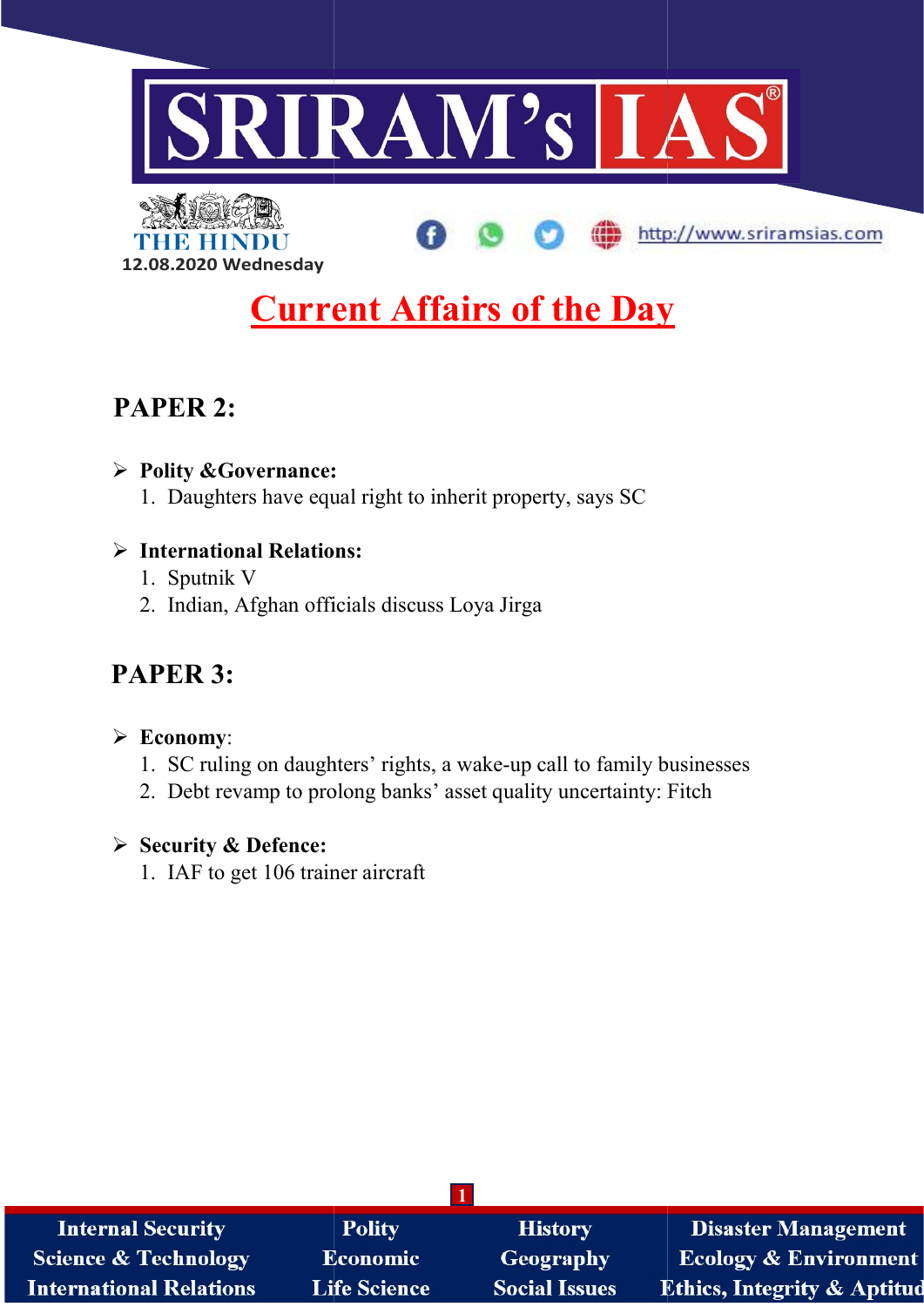# SRIRAM's IAS

THE HINDU
12.08.2020 Wednesday

http://www.sriramsias.com

## Current Affairs of the Day

## PAPER 2:

- **Polity &Governance:**
  1. Daughters have equal right to inherit property, says SC

- **International Relations:**
  1. Sputnik V
  2. Indian, Afghan officials discuss Loya Jirga

## PAPER 3:

- **Economy**:
  1. SC ruling on daughters' rights, a wake-up call to family businesses
  2. Debt revamp to prolong banks' asset quality uncertainty: Fitch

- **Security & Defence:**
  1. IAF to get 106 trainer aircraft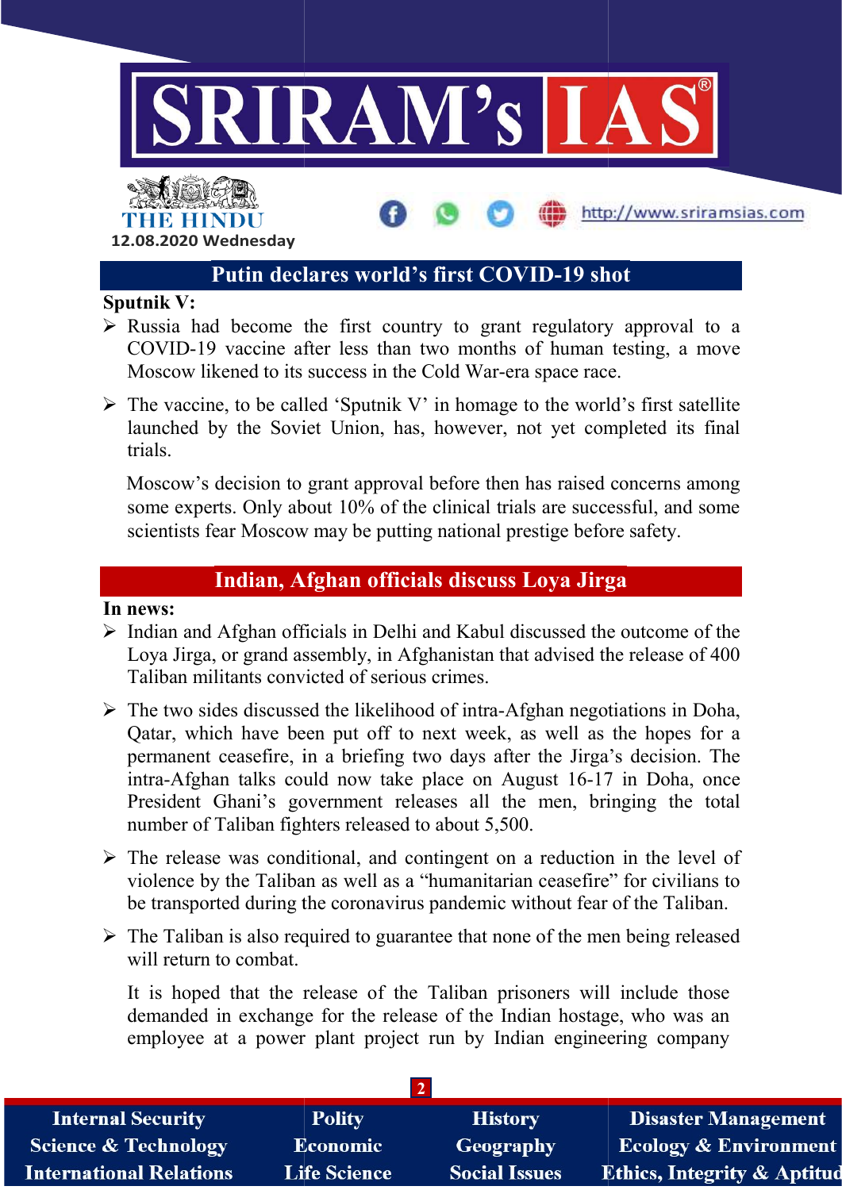## Putin declares world's first COVID-19 shot

**Sputnik V:**

- Russia had become the first country to grant regulatory approval to a COVID-19 vaccine after less than two months of human testing, a move Moscow likened to its success in the Cold War-era space race.
- The vaccine, to be called 'Sputnik V' in homage to the world's first satellite launched by the Soviet Union, has, however, not yet completed its final trials.

  Moscow's decision to grant approval before then has raised concerns among some experts. Only about 10% of the clinical trials are successful, and some scientists fear Moscow may be putting national prestige before safety.

## Indian, Afghan officials discuss Loya Jirga

**In news:**

- Indian and Afghan officials in Delhi and Kabul discussed the outcome of the Loya Jirga, or grand assembly, in Afghanistan that advised the release of 400 Taliban militants convicted of serious crimes.
- The two sides discussed the likelihood of intra-Afghan negotiations in Doha, Qatar, which have been put off to next week, as well as the hopes for a permanent ceasefire, in a briefing two days after the Jirga's decision. The intra-Afghan talks could now take place on August 16-17 in Doha, once President Ghani's government releases all the men, bringing the total number of Taliban fighters released to about 5,500.
- The release was conditional, and contingent on a reduction in the level of violence by the Taliban as well as a "humanitarian ceasefire" for civilians to be transported during the coronavirus pandemic without fear of the Taliban.
- The Taliban is also required to guarantee that none of the men being released will return to combat.

  It is hoped that the release of the Taliban prisoners will include those demanded in exchange for the release of the Indian hostage, who was an employee at a power plant project run by Indian engineering company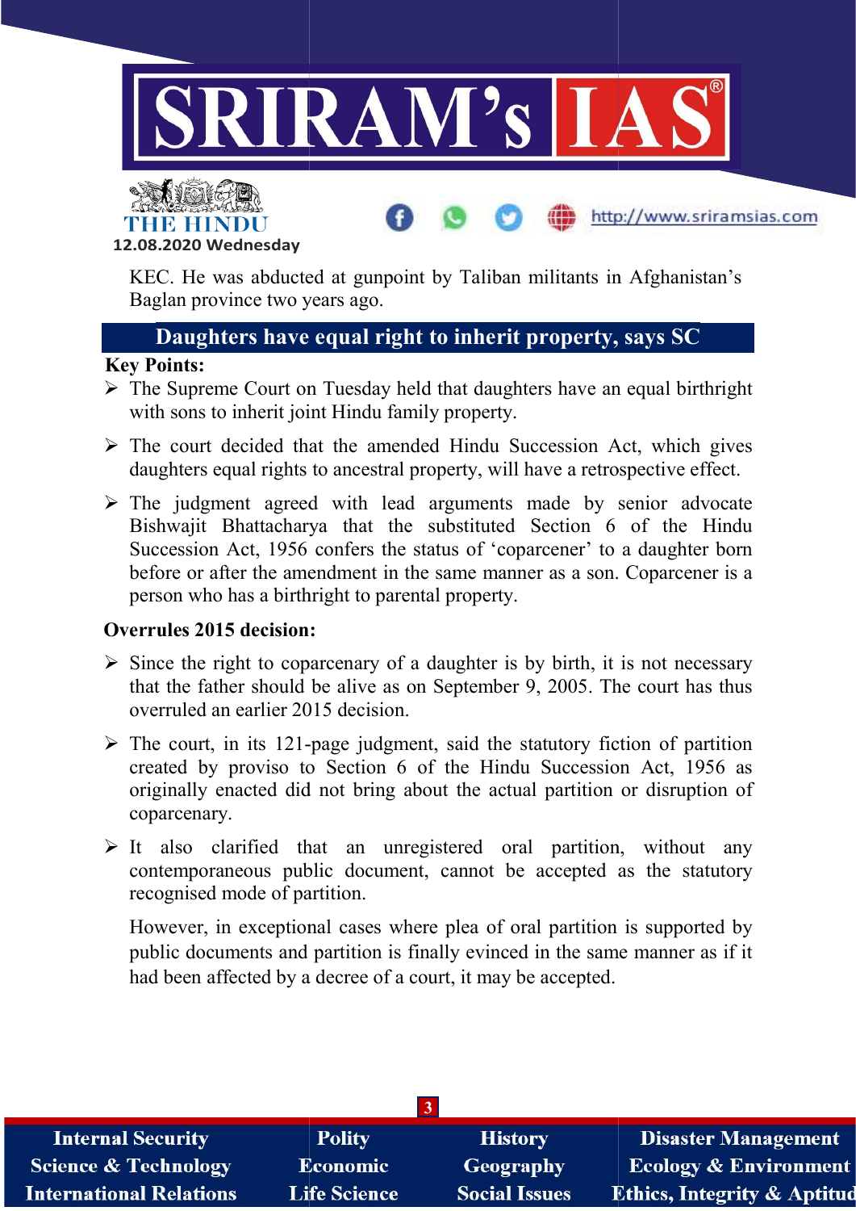KEC. He was abducted at gunpoint by Taliban militants in Afghanistan's Baglan province two years ago.

## Daughters have equal right to inherit property, says SC

**Key Points:**

- The Supreme Court on Tuesday held that daughters have an equal birthright with sons to inherit joint Hindu family property.
- The court decided that the amended Hindu Succession Act, which gives daughters equal rights to ancestral property, will have a retrospective effect.
- The judgment agreed with lead arguments made by senior advocate Bishwajit Bhattacharya that the substituted Section 6 of the Hindu Succession Act, 1956 confers the status of 'coparcener' to a daughter born before or after the amendment in the same manner as a son. Coparcener is a person who has a birthright to parental property.

**Overrules 2015 decision:**

- Since the right to coparcenary of a daughter is by birth, it is not necessary that the father should be alive as on September 9, 2005. The court has thus overruled an earlier 2015 decision.
- The court, in its 121-page judgment, said the statutory fiction of partition created by proviso to Section 6 of the Hindu Succession Act, 1956 as originally enacted did not bring about the actual partition or disruption of coparcenary.
- It also clarified that an unregistered oral partition, without any contemporaneous public document, cannot be accepted as the statutory recognised mode of partition.

  However, in exceptional cases where plea of oral partition is supported by public documents and partition is finally evinced in the same manner as if it had been affected by a decree of a court, it may be accepted.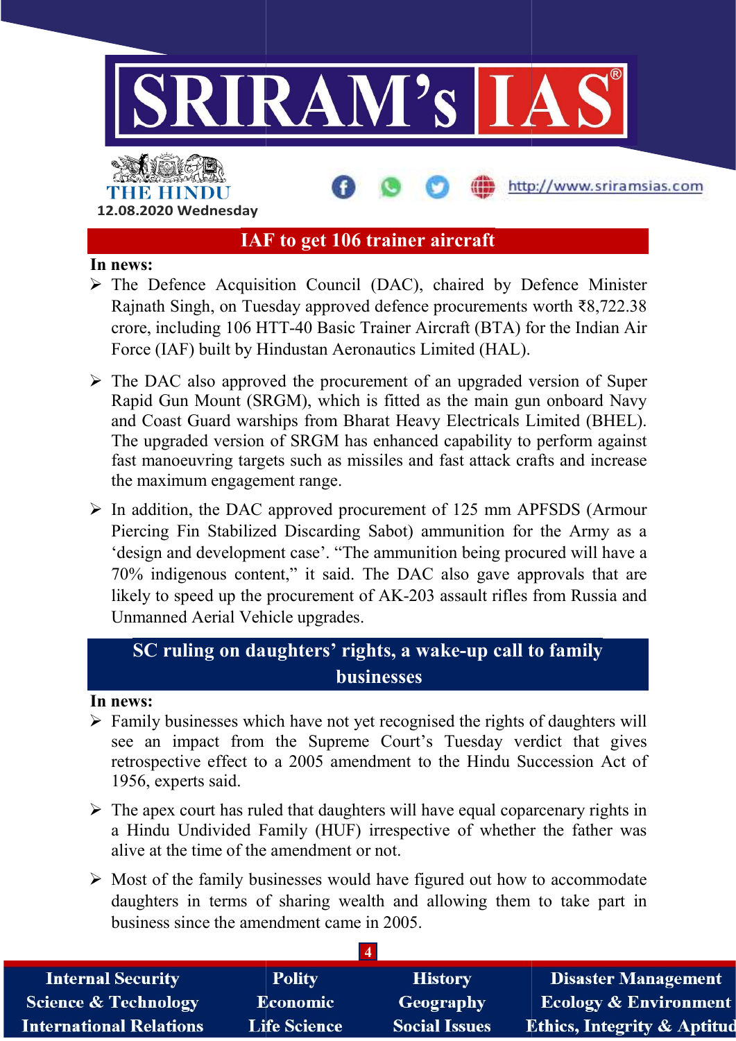## IAF to get 106 trainer aircraft

**In news:**

- The Defence Acquisition Council (DAC), chaired by Defence Minister Rajnath Singh, on Tuesday approved defence procurements worth ₹8,722.38 crore, including 106 HTT-40 Basic Trainer Aircraft (BTA) for the Indian Air Force (IAF) built by Hindustan Aeronautics Limited (HAL).
- The DAC also approved the procurement of an upgraded version of Super Rapid Gun Mount (SRGM), which is fitted as the main gun onboard Navy and Coast Guard warships from Bharat Heavy Electricals Limited (BHEL). The upgraded version of SRGM has enhanced capability to perform against fast manoeuvring targets such as missiles and fast attack crafts and increase the maximum engagement range.
- In addition, the DAC approved procurement of 125 mm APFSDS (Armour Piercing Fin Stabilized Discarding Sabot) ammunition for the Army as a 'design and development case'. "The ammunition being procured will have a 70% indigenous content," it said. The DAC also gave approvals that are likely to speed up the procurement of AK-203 assault rifles from Russia and Unmanned Aerial Vehicle upgrades.

## SC ruling on daughters' rights, a wake-up call to family businesses

**In news:**

- Family businesses which have not yet recognised the rights of daughters will see an impact from the Supreme Court's Tuesday verdict that gives retrospective effect to a 2005 amendment to the Hindu Succession Act of 1956, experts said.
- The apex court has ruled that daughters will have equal coparcenary rights in a Hindu Undivided Family (HUF) irrespective of whether the father was alive at the time of the amendment or not.
- Most of the family businesses would have figured out how to accommodate daughters in terms of sharing wealth and allowing them to take part in business since the amendment came in 2005.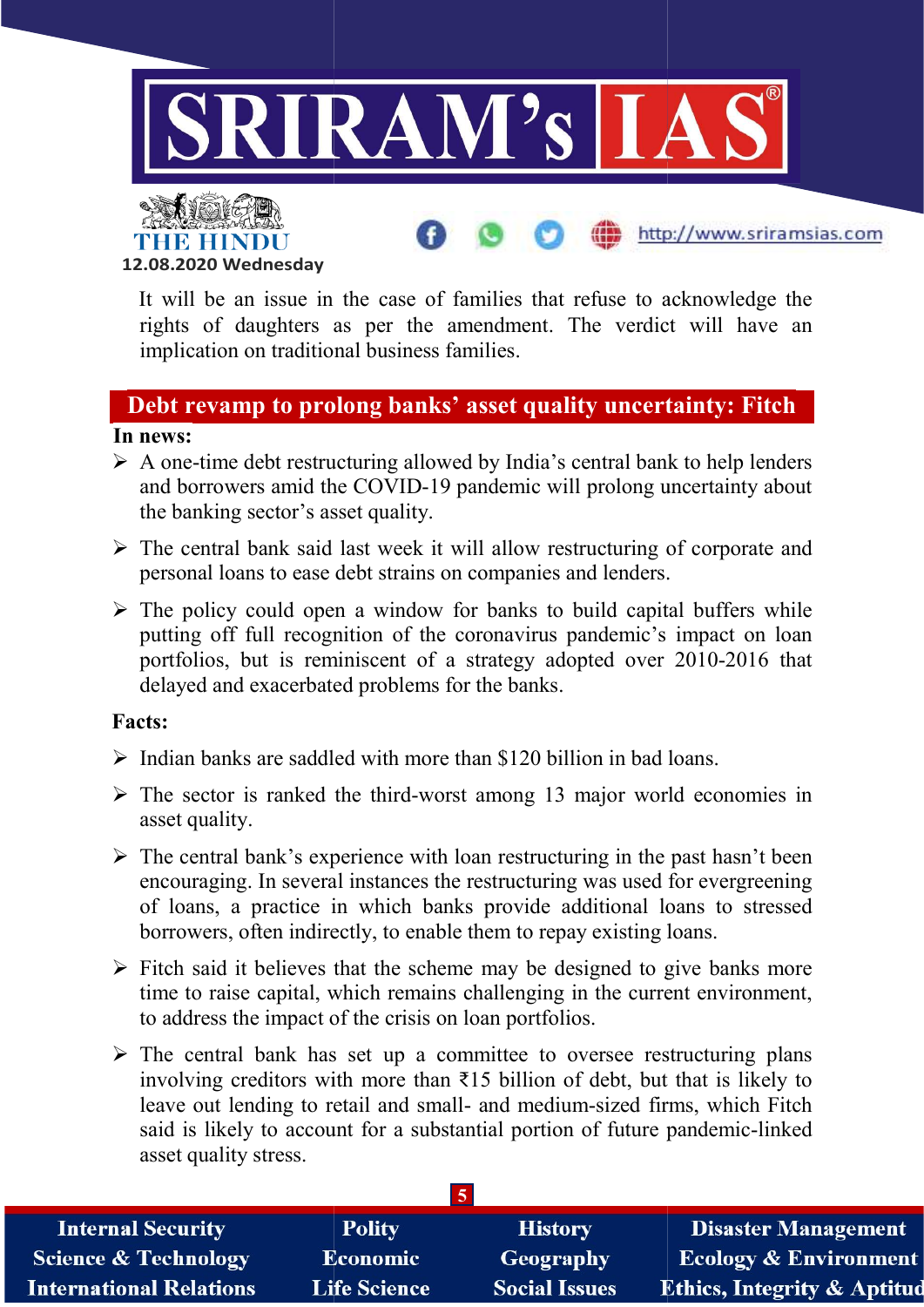It will be an issue in the case of families that refuse to acknowledge the rights of daughters as per the amendment. The verdict will have an implication on traditional business families.

## Debt revamp to prolong banks' asset quality uncertainty: Fitch

**In news:**

- A one-time debt restructuring allowed by India's central bank to help lenders and borrowers amid the COVID-19 pandemic will prolong uncertainty about the banking sector's asset quality.
- The central bank said last week it will allow restructuring of corporate and personal loans to ease debt strains on companies and lenders.
- The policy could open a window for banks to build capital buffers while putting off full recognition of the coronavirus pandemic's impact on loan portfolios, but is reminiscent of a strategy adopted over 2010-2016 that delayed and exacerbated problems for the banks.

**Facts:**

- Indian banks are saddled with more than $120 billion in bad loans.
- The sector is ranked the third-worst among 13 major world economies in asset quality.
- The central bank's experience with loan restructuring in the past hasn't been encouraging. In several instances the restructuring was used for evergreening of loans, a practice in which banks provide additional loans to stressed borrowers, often indirectly, to enable them to repay existing loans.
- Fitch said it believes that the scheme may be designed to give banks more time to raise capital, which remains challenging in the current environment, to address the impact of the crisis on loan portfolios.
- The central bank has set up a committee to oversee restructuring plans involving creditors with more than ₹15 billion of debt, but that is likely to leave out lending to retail and small- and medium-sized firms, which Fitch said is likely to account for a substantial portion of future pandemic-linked asset quality stress.